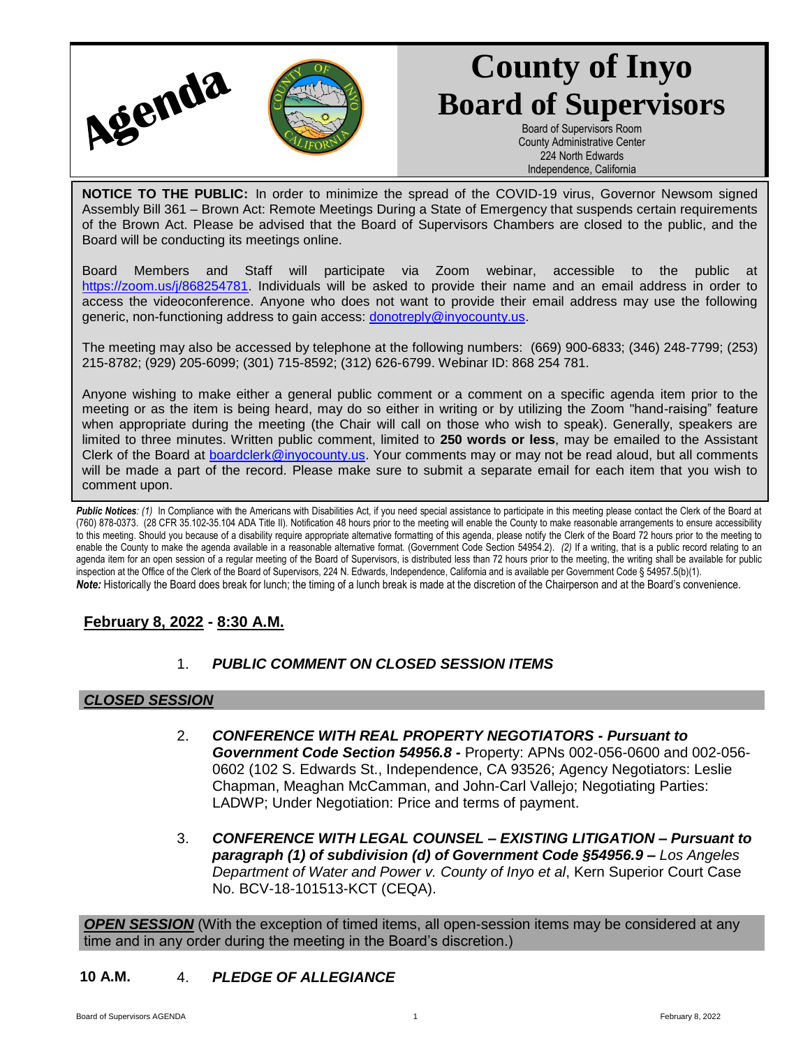Agenda

# County of Inyo Board of Supervisors

Board of Supervisors Room
County Administrative Center
224 North Edwards
Independence, California

**NOTICE TO THE PUBLIC:** In order to minimize the spread of the COVID-19 virus, Governor Newsom signed Assembly Bill 361 – Brown Act: Remote Meetings During a State of Emergency that suspends certain requirements of the Brown Act. Please be advised that the Board of Supervisors Chambers are closed to the public, and the Board will be conducting its meetings online.

Board Members and Staff will participate via Zoom webinar, accessible to the public at https://zoom.us/j/868254781. Individuals will be asked to provide their name and an email address in order to access the videoconference. Anyone who does not want to provide their email address may use the following generic, non-functioning address to gain access: donotreply@inyocounty.us.

The meeting may also be accessed by telephone at the following numbers: (669) 900-6833; (346) 248-7799; (253) 215-8782; (929) 205-6099; (301) 715-8592; (312) 626-6799. Webinar ID: 868 254 781.

Anyone wishing to make either a general public comment or a comment on a specific agenda item prior to the meeting or as the item is being heard, may do so either in writing or by utilizing the Zoom "hand-raising" feature when appropriate during the meeting (the Chair will call on those who wish to speak). Generally, speakers are limited to three minutes. Written public comment, limited to **250 words or less**, may be emailed to the Assistant Clerk of the Board at boardclerk@inyocounty.us. Your comments may or may not be read aloud, but all comments will be made a part of the record. Please make sure to submit a separate email for each item that you wish to comment upon.

***Public Notices**: (1)* In Compliance with the Americans with Disabilities Act, if you need special assistance to participate in this meeting please contact the Clerk of the Board at (760) 878-0373. (28 CFR 35.102-35.104 ADA Title II). Notification 48 hours prior to the meeting will enable the County to make reasonable arrangements to ensure accessibility to this meeting. Should you because of a disability require appropriate alternative formatting of this agenda, please notify the Clerk of the Board 72 hours prior to the meeting to enable the County to make the agenda available in a reasonable alternative format. (Government Code Section 54954.2). *(2)* If a writing, that is a public record relating to an agenda item for an open session of a regular meeting of the Board of Supervisors, is distributed less than 72 hours prior to the meeting, the writing shall be available for public inspection at the Office of the Clerk of the Board of Supervisors, 224 N. Edwards, Independence, California and is available per Government Code § 54957.5(b)(1).
***Note:*** Historically the Board does break for lunch; the timing of a lunch break is made at the discretion of the Chairperson and at the Board's convenience.

## February 8, 2022 - 8:30 A.M.

1. ***PUBLIC COMMENT ON CLOSED SESSION ITEMS***

### *CLOSED SESSION*

2. ***CONFERENCE WITH REAL PROPERTY NEGOTIATORS - Pursuant to Government Code Section 54956.8 -*** Property: APNs 002-056-0600 and 002-056-0602 (102 S. Edwards St., Independence, CA 93526; Agency Negotiators: Leslie Chapman, Meaghan McCamman, and John-Carl Vallejo; Negotiating Parties: LADWP; Under Negotiation: Price and terms of payment.

3. ***CONFERENCE WITH LEGAL COUNSEL – EXISTING LITIGATION – Pursuant to paragraph (1) of subdivision (d) of Government Code §54956.9 –*** *Los Angeles Department of Water and Power v. County of Inyo et al*, Kern Superior Court Case No. BCV-18-101513-KCT (CEQA).

### *OPEN SESSION* (With the exception of timed items, all open-session items may be considered at any time and in any order during the meeting in the Board's discretion.)

**10 A.M.** 4. ***PLEDGE OF ALLEGIANCE***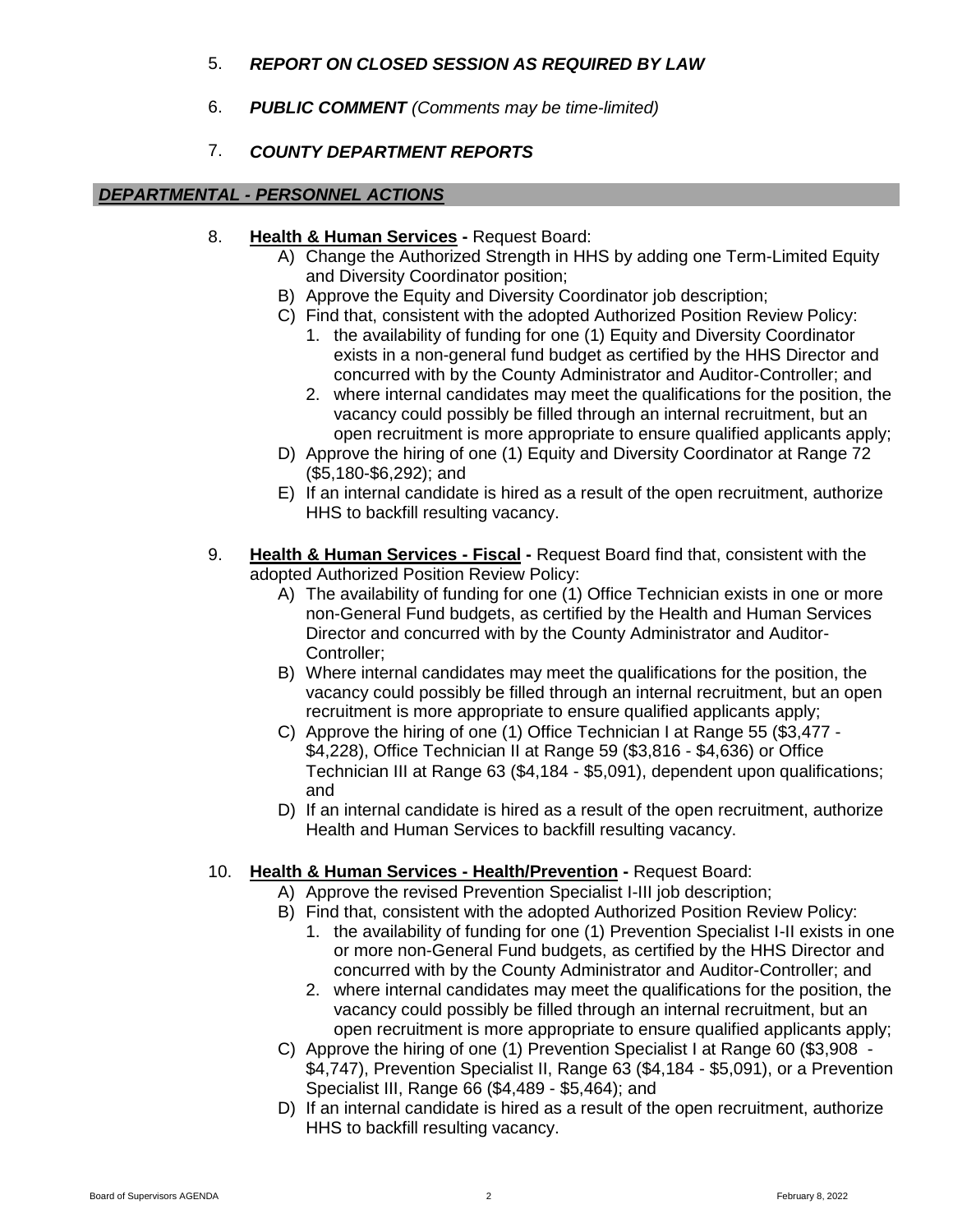5. ***REPORT ON CLOSED SESSION AS REQUIRED BY LAW***

6. ***PUBLIC COMMENT*** *(Comments may be time-limited)*

7. ***COUNTY DEPARTMENT REPORTS***

## ***DEPARTMENTAL - PERSONNEL ACTIONS***

8. **Health & Human Services -** Request Board:
   A) Change the Authorized Strength in HHS by adding one Term-Limited Equity and Diversity Coordinator position;
   B) Approve the Equity and Diversity Coordinator job description;
   C) Find that, consistent with the adopted Authorized Position Review Policy:
      1. the availability of funding for one (1) Equity and Diversity Coordinator exists in a non-general fund budget as certified by the HHS Director and concurred with by the County Administrator and Auditor-Controller; and
      2. where internal candidates may meet the qualifications for the position, the vacancy could possibly be filled through an internal recruitment, but an open recruitment is more appropriate to ensure qualified applicants apply;
   D) Approve the hiring of one (1) Equity and Diversity Coordinator at Range 72 ($5,180-$6,292); and
   E) If an internal candidate is hired as a result of the open recruitment, authorize HHS to backfill resulting vacancy.

9. **Health & Human Services - Fiscal -** Request Board find that, consistent with the adopted Authorized Position Review Policy:
   A) The availability of funding for one (1) Office Technician exists in one or more non-General Fund budgets, as certified by the Health and Human Services Director and concurred with by the County Administrator and Auditor-Controller;
   B) Where internal candidates may meet the qualifications for the position, the vacancy could possibly be filled through an internal recruitment, but an open recruitment is more appropriate to ensure qualified applicants apply;
   C) Approve the hiring of one (1) Office Technician I at Range 55 ($3,477 - $4,228), Office Technician II at Range 59 ($3,816 - $4,636) or Office Technician III at Range 63 ($4,184 - $5,091), dependent upon qualifications; and
   D) If an internal candidate is hired as a result of the open recruitment, authorize Health and Human Services to backfill resulting vacancy.

10. **Health & Human Services - Health/Prevention -** Request Board:
    A) Approve the revised Prevention Specialist I-III job description;
    B) Find that, consistent with the adopted Authorized Position Review Policy:
       1. the availability of funding for one (1) Prevention Specialist I-II exists in one or more non-General Fund budgets, as certified by the HHS Director and concurred with by the County Administrator and Auditor-Controller; and
       2. where internal candidates may meet the qualifications for the position, the vacancy could possibly be filled through an internal recruitment, but an open recruitment is more appropriate to ensure qualified applicants apply;
    C) Approve the hiring of one (1) Prevention Specialist I at Range 60 ($3,908 - $4,747), Prevention Specialist II, Range 63 ($4,184 - $5,091), or a Prevention Specialist III, Range 66 ($4,489 - $5,464); and
    D) If an internal candidate is hired as a result of the open recruitment, authorize HHS to backfill resulting vacancy.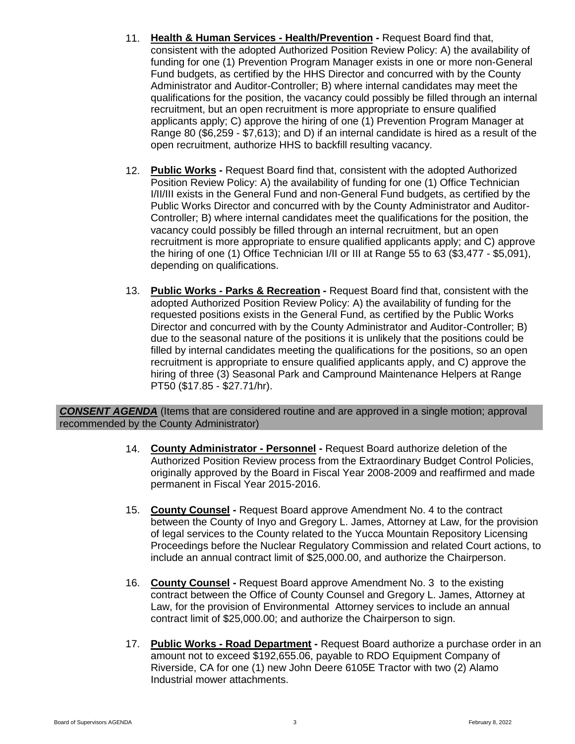11. **Health & Human Services - Health/Prevention -** Request Board find that, consistent with the adopted Authorized Position Review Policy: A) the availability of funding for one (1) Prevention Program Manager exists in one or more non-General Fund budgets, as certified by the HHS Director and concurred with by the County Administrator and Auditor-Controller; B) where internal candidates may meet the qualifications for the position, the vacancy could possibly be filled through an internal recruitment, but an open recruitment is more appropriate to ensure qualified applicants apply; C) approve the hiring of one (1) Prevention Program Manager at Range 80 ($6,259 - $7,613); and D) if an internal candidate is hired as a result of the open recruitment, authorize HHS to backfill resulting vacancy.

12. **Public Works -** Request Board find that, consistent with the adopted Authorized Position Review Policy: A) the availability of funding for one (1) Office Technician I/II/III exists in the General Fund and non-General Fund budgets, as certified by the Public Works Director and concurred with by the County Administrator and Auditor-Controller; B) where internal candidates meet the qualifications for the position, the vacancy could possibly be filled through an internal recruitment, but an open recruitment is more appropriate to ensure qualified applicants apply; and C) approve the hiring of one (1) Office Technician I/II or III at Range 55 to 63 ($3,477 - $5,091), depending on qualifications.

13. **Public Works - Parks & Recreation -** Request Board find that, consistent with the adopted Authorized Position Review Policy: A) the availability of funding for the requested positions exists in the General Fund, as certified by the Public Works Director and concurred with by the County Administrator and Auditor-Controller; B) due to the seasonal nature of the positions it is unlikely that the positions could be filled by internal candidates meeting the qualifications for the positions, so an open recruitment is appropriate to ensure qualified applicants apply, and C) approve the hiring of three (3) Seasonal Park and Campround Maintenance Helpers at Range PT50 ($17.85 - $27.71/hr).

***CONSENT AGENDA*** (Items that are considered routine and are approved in a single motion; approval recommended by the County Administrator)

14. **County Administrator - Personnel -** Request Board authorize deletion of the Authorized Position Review process from the Extraordinary Budget Control Policies, originally approved by the Board in Fiscal Year 2008-2009 and reaffirmed and made permanent in Fiscal Year 2015-2016.

15. **County Counsel -** Request Board approve Amendment No. 4 to the contract between the County of Inyo and Gregory L. James, Attorney at Law, for the provision of legal services to the County related to the Yucca Mountain Repository Licensing Proceedings before the Nuclear Regulatory Commission and related Court actions, to include an annual contract limit of $25,000.00, and authorize the Chairperson.

16. **County Counsel -** Request Board approve Amendment No. 3 to the existing contract between the Office of County Counsel and Gregory L. James, Attorney at Law, for the provision of Environmental Attorney services to include an annual contract limit of $25,000.00; and authorize the Chairperson to sign.

17. **Public Works - Road Department -** Request Board authorize a purchase order in an amount not to exceed $192,655.06, payable to RDO Equipment Company of Riverside, CA for one (1) new John Deere 6105E Tractor with two (2) Alamo Industrial mower attachments.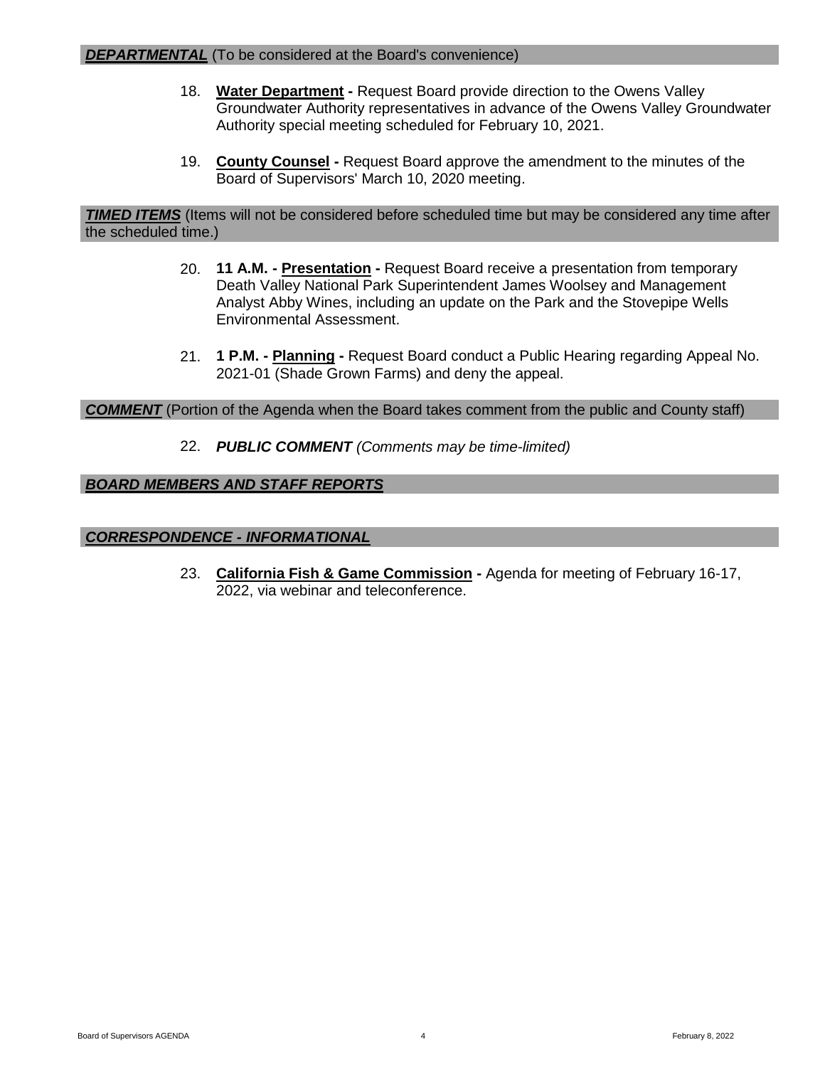***DEPARTMENTAL*** (To be considered at the Board's convenience)

18. **Water Department -** Request Board provide direction to the Owens Valley Groundwater Authority representatives in advance of the Owens Valley Groundwater Authority special meeting scheduled for February 10, 2021.

19. **County Counsel -** Request Board approve the amendment to the minutes of the Board of Supervisors' March 10, 2020 meeting.

***TIMED ITEMS*** (Items will not be considered before scheduled time but may be considered any time after the scheduled time.)

20. **11 A.M. - Presentation -** Request Board receive a presentation from temporary Death Valley National Park Superintendent James Woolsey and Management Analyst Abby Wines, including an update on the Park and the Stovepipe Wells Environmental Assessment.

21. **1 P.M. - Planning -** Request Board conduct a Public Hearing regarding Appeal No. 2021-01 (Shade Grown Farms) and deny the appeal.

***COMMENT*** (Portion of the Agenda when the Board takes comment from the public and County staff)

22. ***PUBLIC COMMENT*** *(Comments may be time-limited)*

***BOARD MEMBERS AND STAFF REPORTS***

***CORRESPONDENCE - INFORMATIONAL***

23. **California Fish & Game Commission -** Agenda for meeting of February 16-17, 2022, via webinar and teleconference.